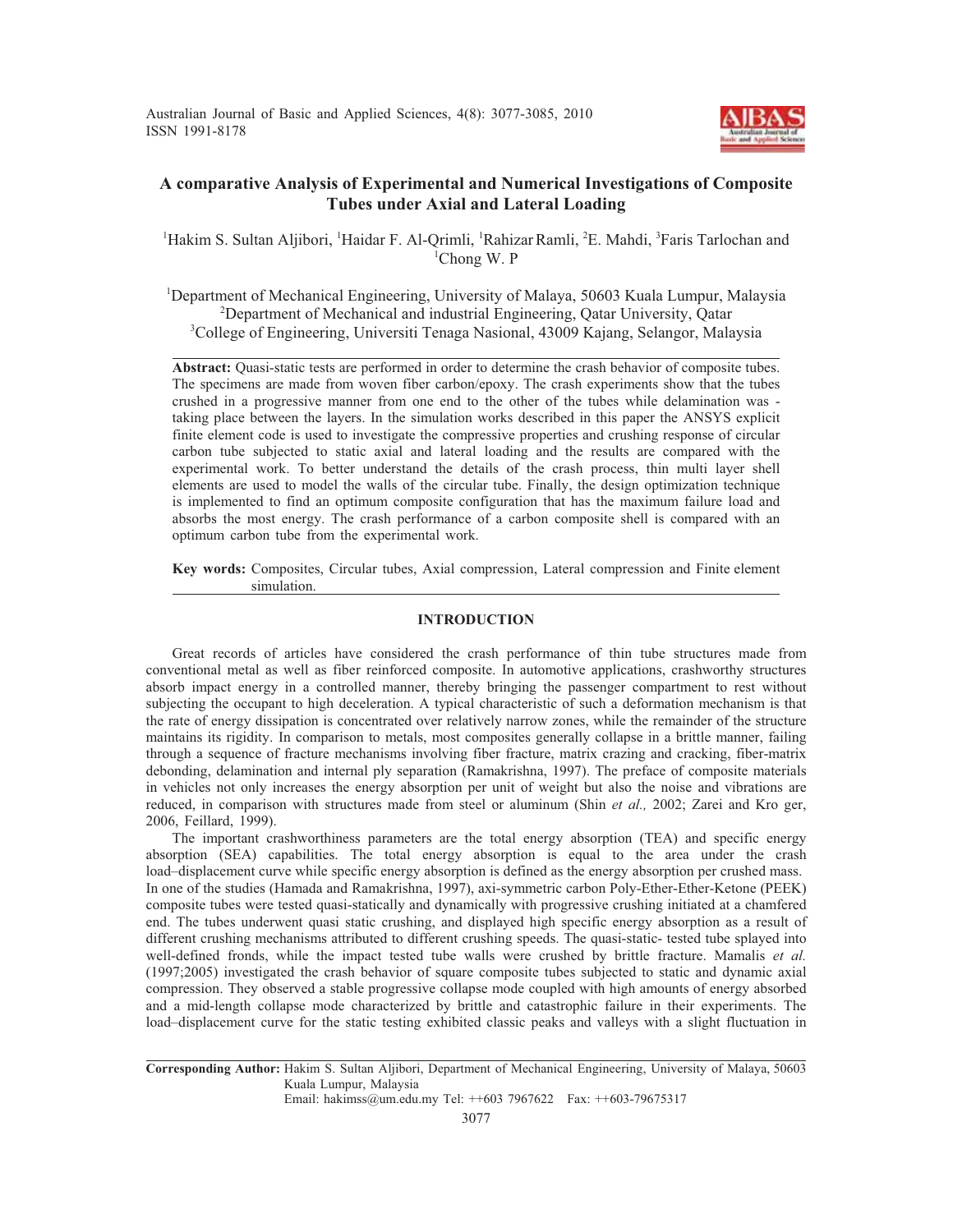# A comparative Analysis of Experimental and Numerical Investigations of Composite Tubes under Axial and Lateral Loading

[1]Hakim S. Sultan Aljibori, [1]Haidar F. Al-Qrimli, [1]Rahizar Ramli, [2]E. Mahdi, [3]Faris Tarlochan and [1]Chong W. P

[1]Department of Mechanical Engineering, University of Malaya, 50603 Kuala Lumpur, Malaysia
[2]Department of Mechanical and industrial Engineering, Qatar University, Qatar
[3]College of Engineering, Universiti Tenaga Nasional, 43009 Kajang, Selangor, Malaysia

**Abstract:** Quasi-static tests are performed in order to determine the crash behavior of composite tubes. The specimens are made from woven fiber carbon/epoxy. The crash experiments show that the tubes crushed in a progressive manner from one end to the other of the tubes while delamination was - taking place between the layers. In the simulation works described in this paper the ANSYS explicit finite element code is used to investigate the compressive properties and crushing response of circular carbon tube subjected to static axial and lateral loading and the results are compared with the experimental work. To better understand the details of the crash process, thin multi layer shell elements are used to model the walls of the circular tube. Finally, the design optimization technique is implemented to find an optimum composite configuration that has the maximum failure load and absorbs the most energy. The crash performance of a carbon composite shell is compared with an optimum carbon tube from the experimental work.

**Key words:** Composites, Circular tubes, Axial compression, Lateral compression and Finite element simulation.

## INTRODUCTION

Great records of articles have considered the crash performance of thin tube structures made from conventional metal as well as fiber reinforced composite. In automotive applications, crashworthy structures absorb impact energy in a controlled manner, thereby bringing the passenger compartment to rest without subjecting the occupant to high deceleration. A typical characteristic of such a deformation mechanism is that the rate of energy dissipation is concentrated over relatively narrow zones, while the remainder of the structure maintains its rigidity. In comparison to metals, most composites generally collapse in a brittle manner, failing through a sequence of fracture mechanisms involving fiber fracture, matrix crazing and cracking, fiber-matrix debonding, delamination and internal ply separation (Ramakrishna, 1997). The preface of composite materials in vehicles not only increases the energy absorption per unit of weight but also the noise and vibrations are reduced, in comparison with structures made from steel or aluminum (Shin *et al.,* 2002; Zarei and Kro ger, 2006, Feillard, 1999).

The important crashworthiness parameters are the total energy absorption (TEA) and specific energy absorption (SEA) capabilities. The total energy absorption is equal to the area under the crash load–displacement curve while specific energy absorption is defined as the energy absorption per crushed mass. In one of the studies (Hamada and Ramakrishna, 1997), axi-symmetric carbon Poly-Ether-Ether-Ketone (PEEK) composite tubes were tested quasi-statically and dynamically with progressive crushing initiated at a chamfered end. The tubes underwent quasi static crushing, and displayed high specific energy absorption as a result of different crushing mechanisms attributed to different crushing speeds. The quasi-static- tested tube splayed into well-defined fronds, while the impact tested tube walls were crushed by brittle fracture. Mamalis *et al.* (1997;2005) investigated the crash behavior of square composite tubes subjected to static and dynamic axial compression. They observed a stable progressive collapse mode coupled with high amounts of energy absorbed and a mid-length collapse mode characterized by brittle and catastrophic failure in their experiments. The load–displacement curve for the static testing exhibited classic peaks and valleys with a slight fluctuation in

**Corresponding Author:** Hakim S. Sultan Aljibori, Department of Mechanical Engineering, University of Malaya, 50603 Kuala Lumpur, Malaysia
Email: hakimss@um.edu.my Tel: ++603 7967622 Fax: ++603-79675317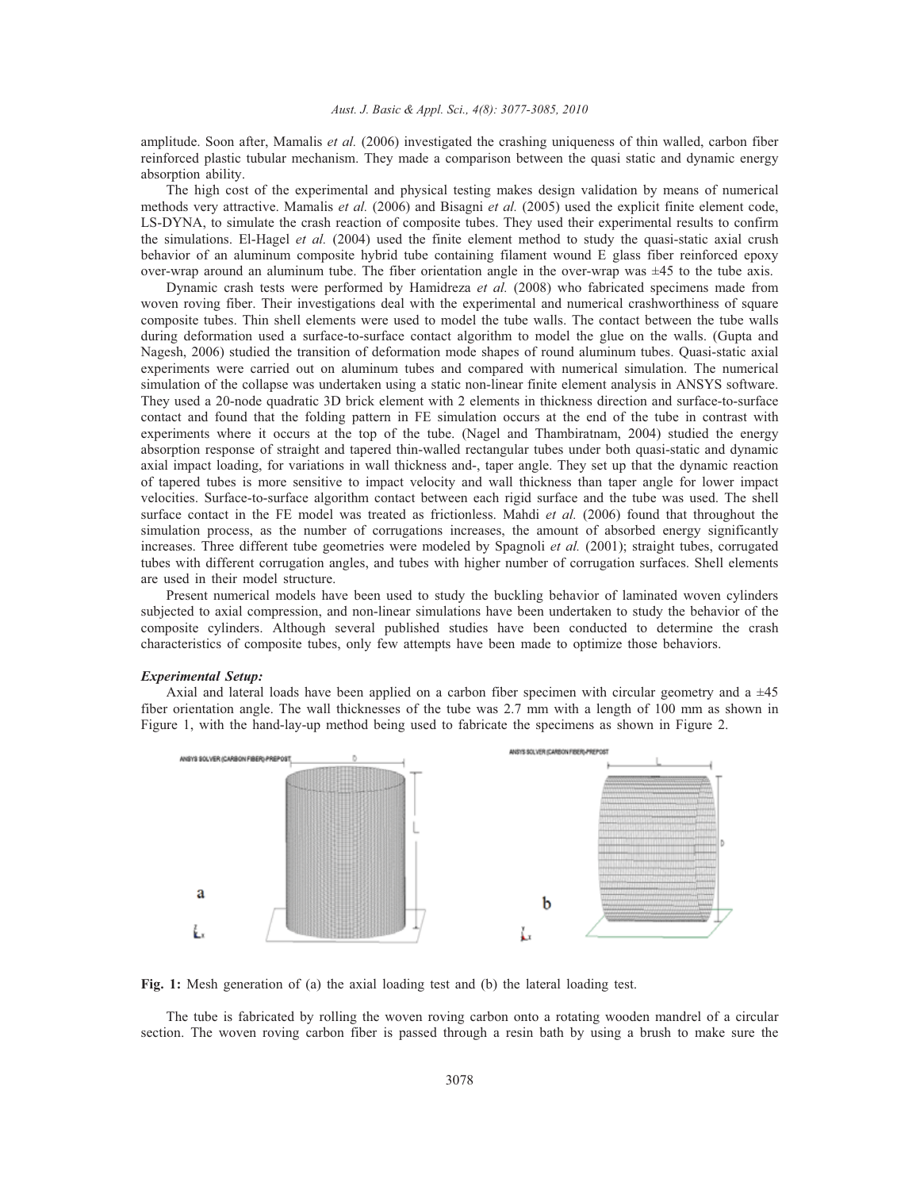amplitude. Soon after, Mamalis *et al.* (2006) investigated the crashing uniqueness of thin walled, carbon fiber reinforced plastic tubular mechanism. They made a comparison between the quasi static and dynamic energy absorption ability.

The high cost of the experimental and physical testing makes design validation by means of numerical methods very attractive. Mamalis *et al.* (2006) and Bisagni *et al.* (2005) used the explicit finite element code, LS-DYNA, to simulate the crash reaction of composite tubes. They used their experimental results to confirm the simulations. El-Hagel *et al.* (2004) used the finite element method to study the quasi-static axial crush behavior of an aluminum composite hybrid tube containing filament wound E glass fiber reinforced epoxy over-wrap around an aluminum tube. The fiber orientation angle in the over-wrap was ±45 to the tube axis.

Dynamic crash tests were performed by Hamidreza *et al.* (2008) who fabricated specimens made from woven roving fiber. Their investigations deal with the experimental and numerical crashworthiness of square composite tubes. Thin shell elements were used to model the tube walls. The contact between the tube walls during deformation used a surface-to-surface contact algorithm to model the glue on the walls. (Gupta and Nagesh, 2006) studied the transition of deformation mode shapes of round aluminum tubes. Quasi-static axial experiments were carried out on aluminum tubes and compared with numerical simulation. The numerical simulation of the collapse was undertaken using a static non-linear finite element analysis in ANSYS software. They used a 20-node quadratic 3D brick element with 2 elements in thickness direction and surface-to-surface contact and found that the folding pattern in FE simulation occurs at the end of the tube in contrast with experiments where it occurs at the top of the tube. (Nagel and Thambiratnam, 2004) studied the energy absorption response of straight and tapered thin-walled rectangular tubes under both quasi-static and dynamic axial impact loading, for variations in wall thickness and-, taper angle. They set up that the dynamic reaction of tapered tubes is more sensitive to impact velocity and wall thickness than taper angle for lower impact velocities. Surface-to-surface algorithm contact between each rigid surface and the tube was used. The shell surface contact in the FE model was treated as frictionless. Mahdi *et al.* (2006) found that throughout the simulation process, as the number of corrugations increases, the amount of absorbed energy significantly increases. Three different tube geometries were modeled by Spagnoli *et al.* (2001); straight tubes, corrugated tubes with different corrugation angles, and tubes with higher number of corrugation surfaces. Shell elements are used in their model structure.

Present numerical models have been used to study the buckling behavior of laminated woven cylinders subjected to axial compression, and non-linear simulations have been undertaken to study the behavior of the composite cylinders. Although several published studies have been conducted to determine the crash characteristics of composite tubes, only few attempts have been made to optimize those behaviors.

### *Experimental Setup:*

Axial and lateral loads have been applied on a carbon fiber specimen with circular geometry and a ±45 fiber orientation angle. The wall thicknesses of the tube was 2.7 mm with a length of 100 mm as shown in Figure 1, with the hand-lay-up method being used to fabricate the specimens as shown in Figure 2.

**Fig. 1:** Mesh generation of (a) the axial loading test and (b) the lateral loading test.

The tube is fabricated by rolling the woven roving carbon onto a rotating wooden mandrel of a circular section. The woven roving carbon fiber is passed through a resin bath by using a brush to make sure the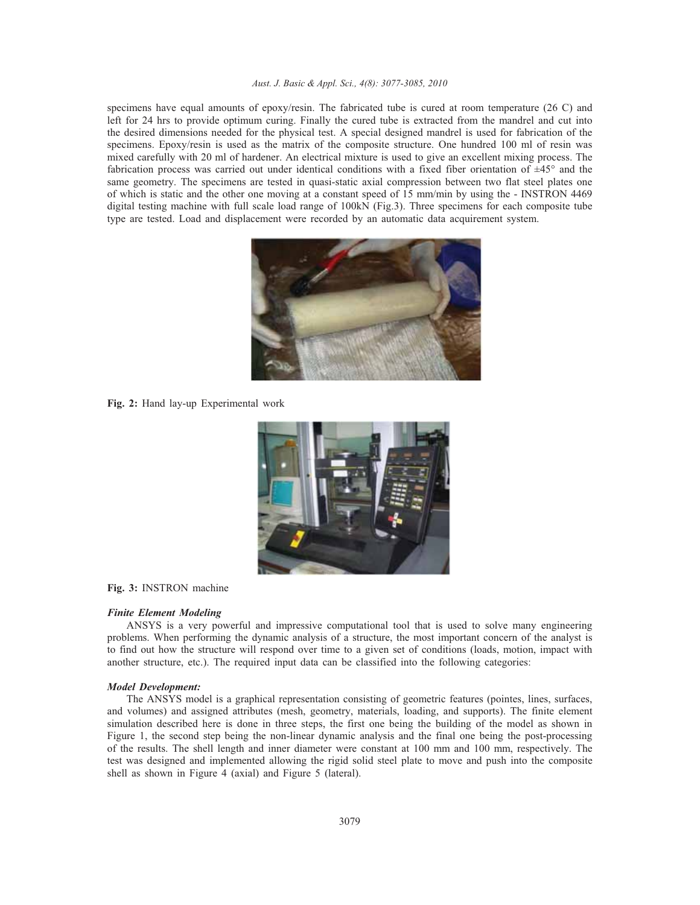specimens have equal amounts of epoxy/resin. The fabricated tube is cured at room temperature (26 C) and left for 24 hrs to provide optimum curing. Finally the cured tube is extracted from the mandrel and cut into the desired dimensions needed for the physical test. A special designed mandrel is used for fabrication of the specimens. Epoxy/resin is used as the matrix of the composite structure. One hundred 100 ml of resin was mixed carefully with 20 ml of hardener. An electrical mixture is used to give an excellent mixing process. The fabrication process was carried out under identical conditions with a fixed fiber orientation of ±45° and the same geometry. The specimens are tested in quasi-static axial compression between two flat steel plates one of which is static and the other one moving at a constant speed of 15 mm/min by using the - INSTRON 4469 digital testing machine with full scale load range of 100kN (Fig.3). Three specimens for each composite tube type are tested. Load and displacement were recorded by an automatic data acquirement system.

**Fig. 2:** Hand lay-up Experimental work

**Fig. 3:** INSTRON machine

### *Finite Element Modeling*

ANSYS is a very powerful and impressive computational tool that is used to solve many engineering problems. When performing the dynamic analysis of a structure, the most important concern of the analyst is to find out how the structure will respond over time to a given set of conditions (loads, motion, impact with another structure, etc.). The required input data can be classified into the following categories:

### *Model Development:*

The ANSYS model is a graphical representation consisting of geometric features (pointes, lines, surfaces, and volumes) and assigned attributes (mesh, geometry, materials, loading, and supports). The finite element simulation described here is done in three steps, the first one being the building of the model as shown in Figure 1, the second step being the non-linear dynamic analysis and the final one being the post-processing of the results. The shell length and inner diameter were constant at 100 mm and 100 mm, respectively. The test was designed and implemented allowing the rigid solid steel plate to move and push into the composite shell as shown in Figure 4 (axial) and Figure 5 (lateral).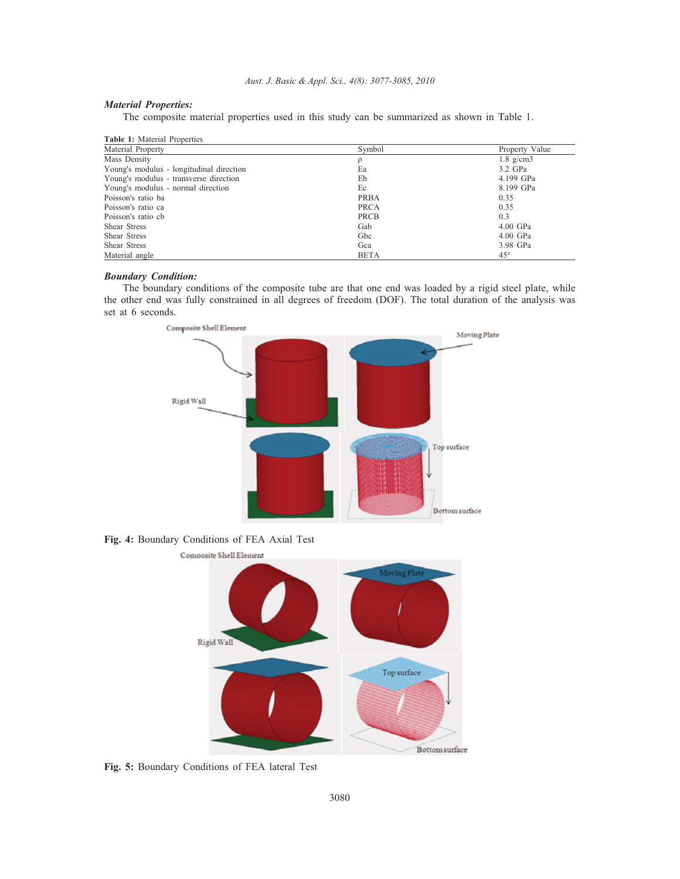### *Material Properties:*

The composite material properties used in this study can be summarized as shown in Table 1.

**Table 1:** Material Properties

| Material Property | Symbol | Property Value |
|---|---|---|
| Mass Density | ρ | 1.8 g/cm3 |
| Young's modulus - longitudinal direction | Ea | 3.2 GPa |
| Young's modulus - transverse direction | Eb | 4.199 GPa |
| Young's modulus - normal direction | Ec | 8.199 GPa |
| Poisson's ratio ba | PRBA | 0.35 |
| Poisson's ratio ca | PRCA | 0.35 |
| Poisson's ratio cb | PRCB | 0.3 |
| Shear Stress | Gab | 4.00 GPa |
| Shear Stress | Gbc | 4.00 GPa |
| Shear Stress | Gca | 3.98 GPa |
| Material angle | BETA | 45° |

### *Boundary Condition:*

The boundary conditions of the composite tube are that one end was loaded by a rigid steel plate, while the other end was fully constrained in all degrees of freedom (DOF). The total duration of the analysis was set at 6 seconds.

**Fig. 4:** Boundary Conditions of FEA Axial Test

**Fig. 5:** Boundary Conditions of FEA lateral Test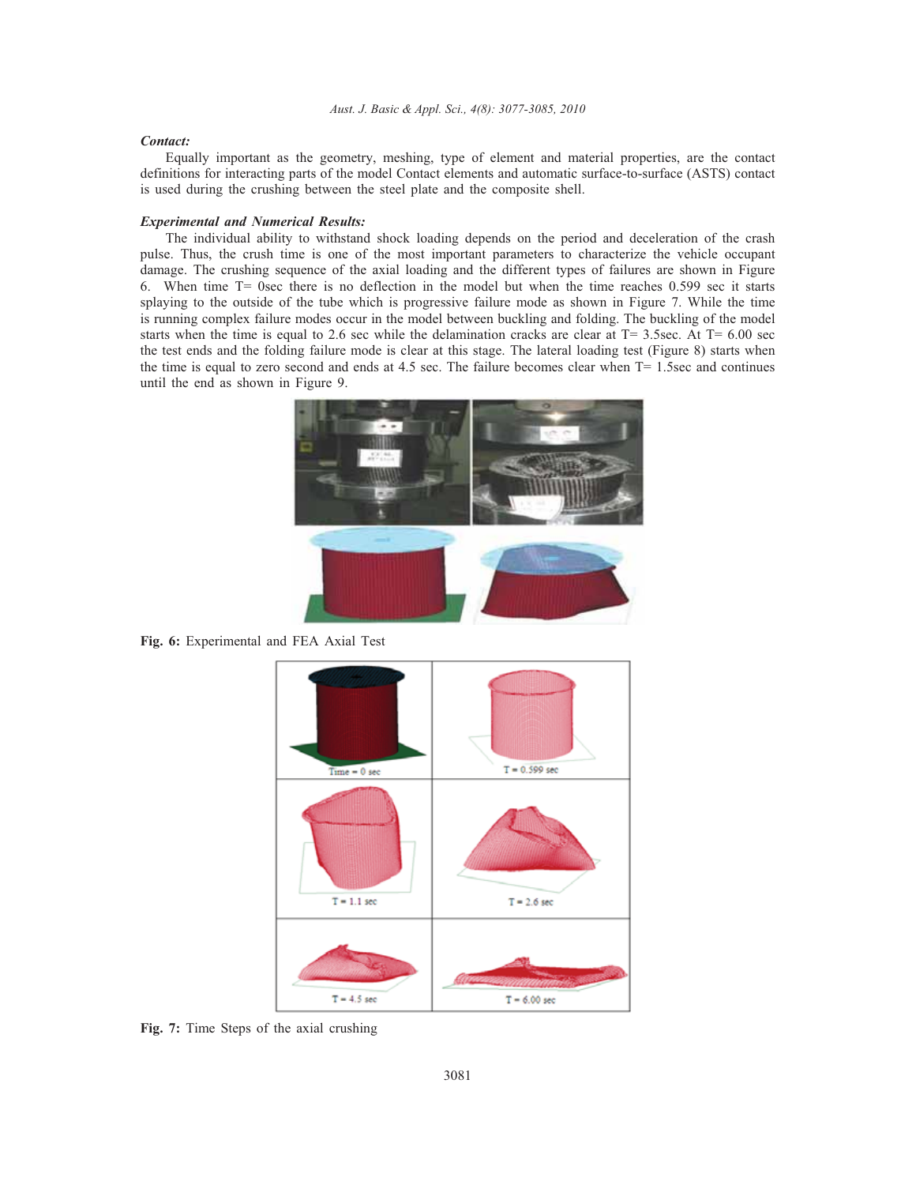***Contact:***

Equally important as the geometry, meshing, type of element and material properties, are the contact definitions for interacting parts of the model Contact elements and automatic surface-to-surface (ASTS) contact is used during the crushing between the steel plate and the composite shell.

***Experimental and Numerical Results:***

The individual ability to withstand shock loading depends on the period and deceleration of the crash pulse. Thus, the crush time is one of the most important parameters to characterize the vehicle occupant damage. The crushing sequence of the axial loading and the different types of failures are shown in Figure 6. When time T= 0sec there is no deflection in the model but when the time reaches 0.599 sec it starts splaying to the outside of the tube which is progressive failure mode as shown in Figure 7. While the time is running complex failure modes occur in the model between buckling and folding. The buckling of the model starts when the time is equal to 2.6 sec while the delamination cracks are clear at T= 3.5sec. At T= 6.00 sec the test ends and the folding failure mode is clear at this stage. The lateral loading test (Figure 8) starts when the time is equal to zero second and ends at 4.5 sec. The failure becomes clear when T= 1.5sec and continues until the end as shown in Figure 9.

**Fig. 6:** Experimental and FEA Axial Test

**Fig. 7:** Time Steps of the axial crushing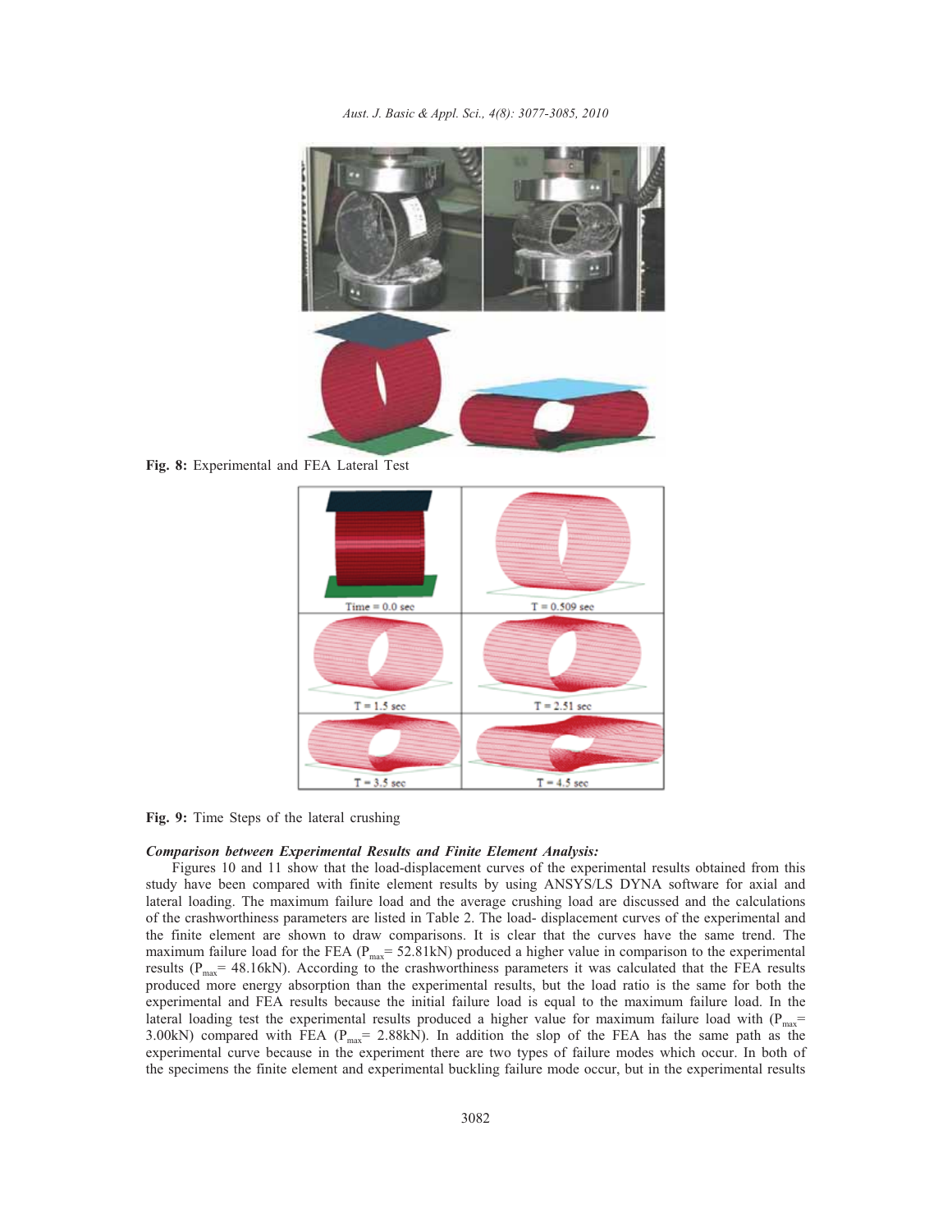Fig. 8: Experimental and FEA Lateral Test

Fig. 9: Time Steps of the lateral crushing

***Comparison between Experimental Results and Finite Element Analysis:***

Figures 10 and 11 show that the load-displacement curves of the experimental results obtained from this study have been compared with finite element results by using ANSYS/LS DYNA software for axial and lateral loading. The maximum failure load and the average crushing load are discussed and the calculations of the crashworthiness parameters are listed in Table 2. The load- displacement curves of the experimental and the finite element are shown to draw comparisons. It is clear that the curves have the same trend. The maximum failure load for the FEA ($P_{max}$= 52.81kN) produced a higher value in comparison to the experimental results ($P_{max}$= 48.16kN). According to the crashworthiness parameters it was calculated that the FEA results produced more energy absorption than the experimental results, but the load ratio is the same for both the experimental and FEA results because the initial failure load is equal to the maximum failure load. In the lateral loading test the experimental results produced a higher value for maximum failure load with ($P_{max}$= 3.00kN) compared with FEA ($P_{max}$= 2.88kN). In addition the slop of the FEA has the same path as the experimental curve because in the experiment there are two types of failure modes which occur. In both of the specimens the finite element and experimental buckling failure mode occur, but in the experimental results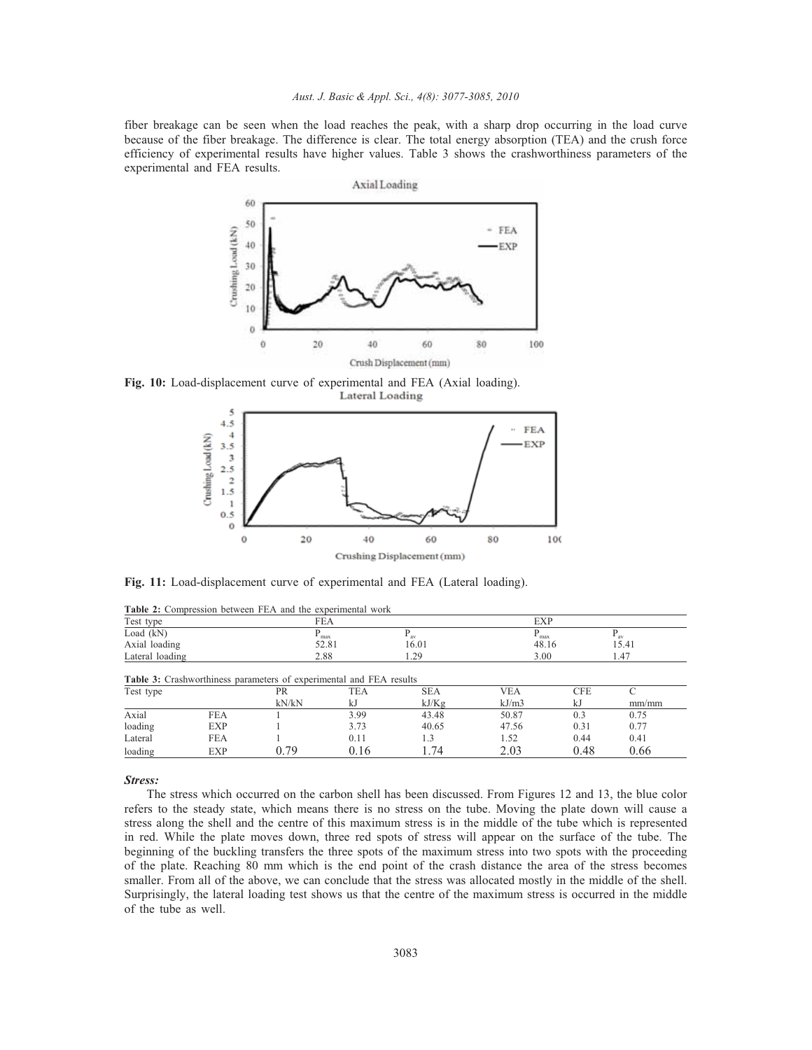fiber breakage can be seen when the load reaches the peak, with a sharp drop occurring in the load curve because of the fiber breakage. The difference is clear. The total energy absorption (TEA) and the crush force efficiency of experimental results have higher values. Table 3 shows the crashworthiness parameters of the experimental and FEA results.

**Fig. 10:** Load-displacement curve of experimental and FEA (Axial loading).

**Fig. 11:** Load-displacement curve of experimental and FEA (Lateral loading).

**Table 2:** Compression between FEA and the experimental work

| Test type | FEA | | EXP | |
|---|---|---|---|---|
| Load (kN) | $P_{max}$ | $P_{av}$ | $P_{max}$ | $P_{av}$ |
| Axial loading | 52.81 | 16.01 | 48.16 | 15.41 |
| Lateral loading | 2.88 | 1.29 | 3.00 | 1.47 |

**Table 3:** Crashworthiness parameters of experimental and FEA results

| Test type | | PR | TEA | SEA | VEA | CFE | C |
|---|---|---|---|---|---|---|---|
| | | kN/kN | kJ | kJ/Kg | kJ/m3 | kJ | mm/mm |
| Axial | FEA | 1 | 3.99 | 43.48 | 50.87 | 0.3 | 0.75 |
| loading | EXP | 1 | 3.73 | 40.65 | 47.56 | 0.31 | 0.77 |
| Lateral | FEA | 1 | 0.11 | 1.3 | 1.52 | 0.44 | 0.41 |
| loading | EXP | 0.79 | 0.16 | 1.74 | 2.03 | 0.48 | 0.66 |

### *Stress:*

The stress which occurred on the carbon shell has been discussed. From Figures 12 and 13, the blue color refers to the steady state, which means there is no stress on the tube. Moving the plate down will cause a stress along the shell and the centre of this maximum stress is in the middle of the tube which is represented in red. While the plate moves down, three red spots of stress will appear on the surface of the tube. The beginning of the buckling transfers the three spots of the maximum stress into two spots with the proceeding of the plate. Reaching 80 mm which is the end point of the crash distance the area of the stress becomes smaller. From all of the above, we can conclude that the stress was allocated mostly in the middle of the shell. Surprisingly, the lateral loading test shows us that the centre of the maximum stress is occurred in the middle of the tube as well.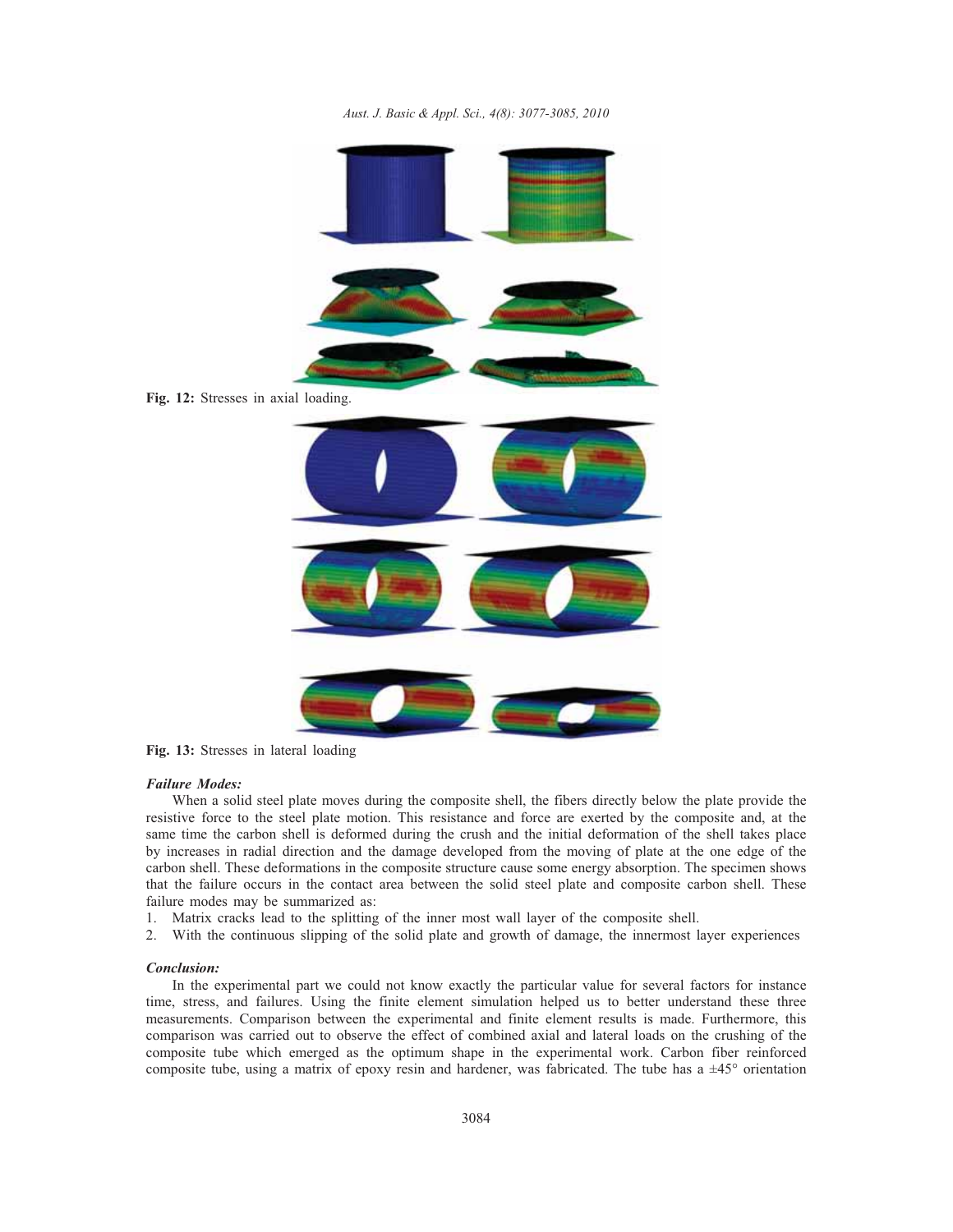Fig. 12: Stresses in axial loading.

Fig. 13: Stresses in lateral loading

### *Failure Modes:*

When a solid steel plate moves during the composite shell, the fibers directly below the plate provide the resistive force to the steel plate motion. This resistance and force are exerted by the composite and, at the same time the carbon shell is deformed during the crush and the initial deformation of the shell takes place by increases in radial direction and the damage developed from the moving of plate at the one edge of the carbon shell. These deformations in the composite structure cause some energy absorption. The specimen shows that the failure occurs in the contact area between the solid steel plate and composite carbon shell. These failure modes may be summarized as:

1. Matrix cracks lead to the splitting of the inner most wall layer of the composite shell.
2. With the continuous slipping of the solid plate and growth of damage, the innermost layer experiences

### *Conclusion:*

In the experimental part we could not know exactly the particular value for several factors for instance time, stress, and failures. Using the finite element simulation helped us to better understand these three measurements. Comparison between the experimental and finite element results is made. Furthermore, this comparison was carried out to observe the effect of combined axial and lateral loads on the crushing of the composite tube which emerged as the optimum shape in the experimental work. Carbon fiber reinforced composite tube, using a matrix of epoxy resin and hardener, was fabricated. The tube has a ±45° orientation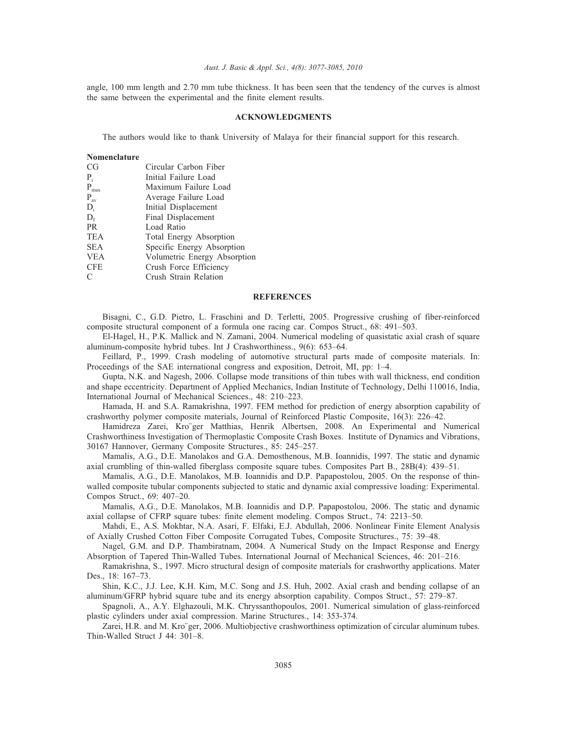angle, 100 mm length and 2.70 mm tube thickness. It has been seen that the tendency of the curves is almost the same between the experimental and the finite element results.

## ACKNOWLEDGMENTS

The authors would like to thank University of Malaya for their financial support for this research.

### Nomenclature

| | |
|---|---|
| CG | Circular Carbon Fiber |
| $P_i$ | Initial Failure Load |
| $P_{max}$ | Maximum Failure Load |
| $P_{av}$ | Average Failure Load |
| $D_i$ | Initial Displacement |
| $D_f$ | Final Displacement |
| PR | Load Ratio |
| TEA | Total Energy Absorption |
| SEA | Specific Energy Absorption |
| VEA | Volumetric Energy Absorption |
| CFE | Crush Force Efficiency |
| C | Crush Strain Relation |

## REFERENCES

Bisagni, C., G.D. Pietro, L. Fraschini and D. Terletti, 2005. Progressive crushing of fiber-reinforced composite structural component of a formula one racing car. Compos Struct., 68: 491–503.

El-Hagel, H., P.K. Mallick and N. Zamani, 2004. Numerical modeling of quasistatic axial crash of square aluminum-composite hybrid tubes. Int J Crashworthiness., 9(6): 653–64.

Feillard, P., 1999. Crash modeling of automotive structural parts made of composite materials. In: Proceedings of the SAE international congress and exposition, Detroit, MI, pp: 1–4.

Gupta, N.K. and Nagesh, 2006. Collapse mode transitions of thin tubes with wall thickness, end condition and shape eccentricity. Department of Applied Mechanics, Indian Institute of Technology, Delhi 110016, India, International Journal of Mechanical Sciences., 48: 210–223.

Hamada, H. and S.A. Ramakrishna, 1997. FEM method for prediction of energy absorption capability of crashworthy polymer composite materials, Journal of Reinforced Plastic Composite, 16(3): 226–42.

Hamidreza Zarei, Kro¨ger Matthias, Henrik Albertsen, 2008. An Experimental and Numerical Crashworthiness Investigation of Thermoplastic Composite Crash Boxes. Institute of Dynamics and Vibrations, 30167 Hannover, Germany Composite Structures., 85: 245–257.

Mamalis, A.G., D.E. Manolakos and G.A. Demosthenous, M.B. Ioannidis, 1997. The static and dynamic axial crumbling of thin-walled fiberglass composite square tubes. Composites Part B., 28B(4): 439–51.

Mamalis, A.G., D.E. Manolakos, M.B. Ioannidis and D.P. Papapostolou, 2005. On the response of thin-walled composite tubular components subjected to static and dynamic axial compressive loading: Experimental. Compos Struct., 69: 407–20.

Mamalis, A.G., D.E. Manolakos, M.B. Ioannidis and D.P. Papapostolou, 2006. The static and dynamic axial collapse of CFRP square tubes: finite element modeling. Compos Struct., 74: 2213–50.

Mahdi, E., A.S. Mokhtar, N.A. Asari, F. Elfaki, E.J. Abdullah, 2006. Nonlinear Finite Element Analysis of Axially Crushed Cotton Fiber Composite Corrugated Tubes, Composite Structures., 75: 39–48.

Nagel, G.M. and D.P. Thambiratnam, 2004. A Numerical Study on the Impact Response and Energy Absorption of Tapered Thin-Walled Tubes. International Journal of Mechanical Sciences, 46: 201–216.

Ramakrishna, S., 1997. Micro structural design of composite materials for crashworthy applications. Mater Des., 18: 167–73.

Shin, K.C., J.J. Lee, K.H. Kim, M.C. Song and J.S. Huh, 2002. Axial crash and bending collapse of an aluminum/GFRP hybrid square tube and its energy absorption capability. Compos Struct., 57: 279–87.

Spagnoli, A., A.Y. Elghazouli, M.K. Chryssanthopoulos, 2001. Numerical simulation of glass-reinforced plastic cylinders under axial compression. Marine Structures., 14: 353-374.

Zarei, H.R. and M. Kro¨ger, 2006. Multiobjective crashworthiness optimization of circular aluminum tubes. Thin-Walled Struct J 44: 301–8.